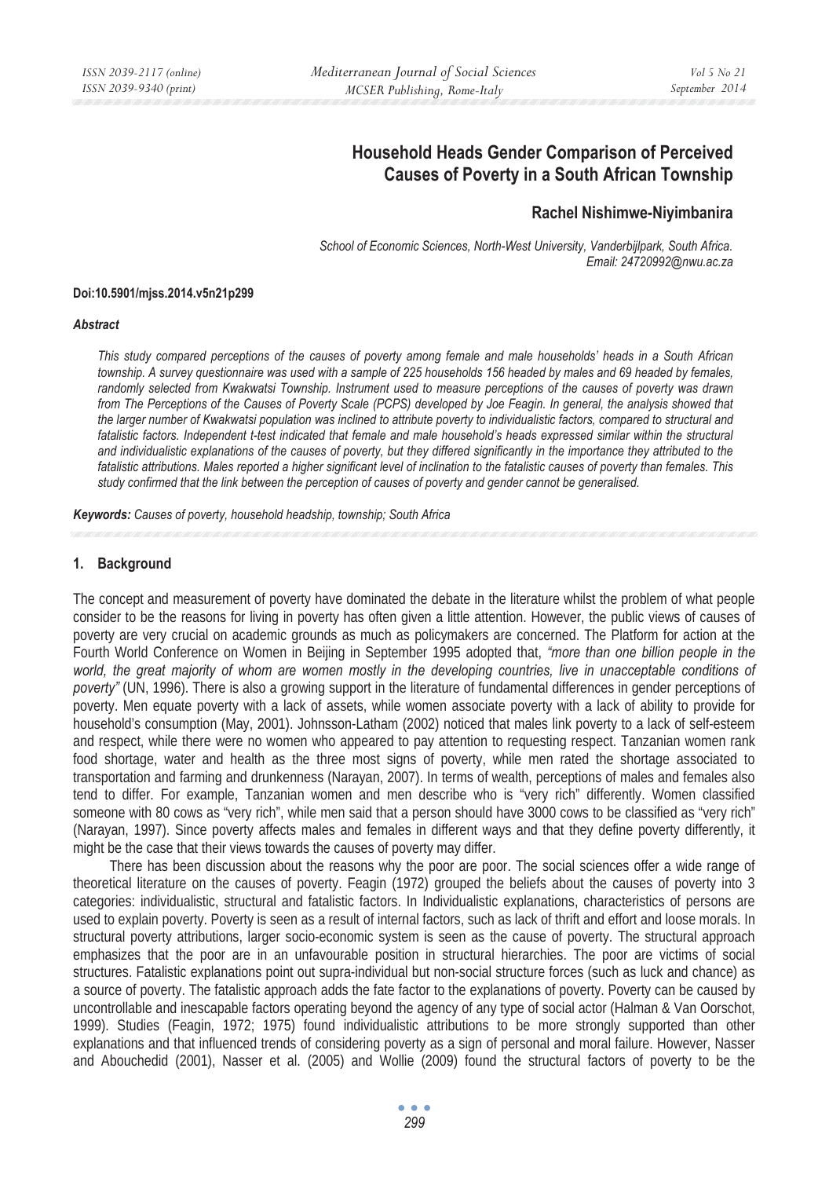# Household Heads Gender Comparison of Perceived Causes of Poverty in a South African Township

## Rachel Nishimwe-Niyimbanira

*School of Economic Sciences, North-West University, Vanderbijlpark, South Africa.*
*Email: 24720992@nwu.ac.za*

**Doi:10.5901/mjss.2014.v5n21p299**

***Abstract***

*This study compared perceptions of the causes of poverty among female and male households' heads in a South African township. A survey questionnaire was used with a sample of 225 households 156 headed by males and 69 headed by females, randomly selected from Kwakwatsi Township. Instrument used to measure perceptions of the causes of poverty was drawn from The Perceptions of the Causes of Poverty Scale (PCPS) developed by Joe Feagin. In general, the analysis showed that the larger number of Kwakwatsi population was inclined to attribute poverty to individualistic factors, compared to structural and fatalistic factors. Independent t-test indicated that female and male household's heads expressed similar within the structural and individualistic explanations of the causes of poverty, but they differed significantly in the importance they attributed to the fatalistic attributions. Males reported a higher significant level of inclination to the fatalistic causes of poverty than females. This study confirmed that the link between the perception of causes of poverty and gender cannot be generalised.*

***Keywords:*** *Causes of poverty, household headship, township; South Africa*

## 1. Background

The concept and measurement of poverty have dominated the debate in the literature whilst the problem of what people consider to be the reasons for living in poverty has often given a little attention. However, the public views of causes of poverty are very crucial on academic grounds as much as policymakers are concerned. The Platform for action at the Fourth World Conference on Women in Beijing in September 1995 adopted that, *"more than one billion people in the world, the great majority of whom are women mostly in the developing countries, live in unacceptable conditions of poverty"* (UN, 1996). There is also a growing support in the literature of fundamental differences in gender perceptions of poverty. Men equate poverty with a lack of assets, while women associate poverty with a lack of ability to provide for household's consumption (May, 2001). Johnsson-Latham (2002) noticed that males link poverty to a lack of self-esteem and respect, while there were no women who appeared to pay attention to requesting respect. Tanzanian women rank food shortage, water and health as the three most signs of poverty, while men rated the shortage associated to transportation and farming and drunkenness (Narayan, 2007). In terms of wealth, perceptions of males and females also tend to differ. For example, Tanzanian women and men describe who is "very rich" differently. Women classified someone with 80 cows as "very rich", while men said that a person should have 3000 cows to be classified as "very rich" (Narayan, 1997). Since poverty affects males and females in different ways and that they define poverty differently, it might be the case that their views towards the causes of poverty may differ.

There has been discussion about the reasons why the poor are poor. The social sciences offer a wide range of theoretical literature on the causes of poverty. Feagin (1972) grouped the beliefs about the causes of poverty into 3 categories: individualistic, structural and fatalistic factors. In Individualistic explanations, characteristics of persons are used to explain poverty. Poverty is seen as a result of internal factors, such as lack of thrift and effort and loose morals. In structural poverty attributions, larger socio-economic system is seen as the cause of poverty. The structural approach emphasizes that the poor are in an unfavourable position in structural hierarchies. The poor are victims of social structures. Fatalistic explanations point out supra-individual but non-social structure forces (such as luck and chance) as a source of poverty. The fatalistic approach adds the fate factor to the explanations of poverty. Poverty can be caused by uncontrollable and inescapable factors operating beyond the agency of any type of social actor (Halman & Van Oorschot, 1999). Studies (Feagin, 1972; 1975) found individualistic attributions to be more strongly supported than other explanations and that influenced trends of considering poverty as a sign of personal and moral failure. However, Nasser and Abouchedid (2001), Nasser et al. (2005) and Wollie (2009) found the structural factors of poverty to be the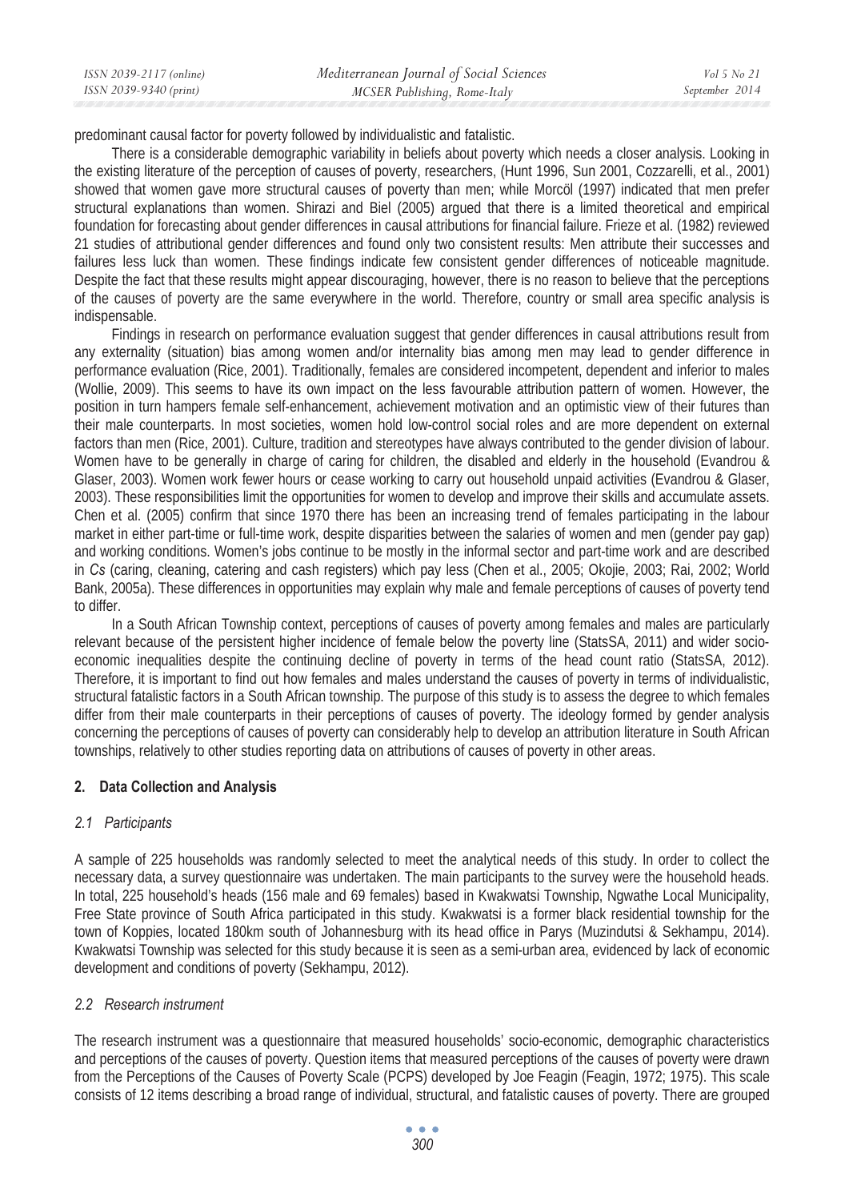predominant causal factor for poverty followed by individualistic and fatalistic.

There is a considerable demographic variability in beliefs about poverty which needs a closer analysis. Looking in the existing literature of the perception of causes of poverty, researchers, (Hunt 1996, Sun 2001, Cozzarelli, et al., 2001) showed that women gave more structural causes of poverty than men; while Morcöl (1997) indicated that men prefer structural explanations than women. Shirazi and Biel (2005) argued that there is a limited theoretical and empirical foundation for forecasting about gender differences in causal attributions for financial failure. Frieze et al. (1982) reviewed 21 studies of attributional gender differences and found only two consistent results: Men attribute their successes and failures less luck than women. These findings indicate few consistent gender differences of noticeable magnitude. Despite the fact that these results might appear discouraging, however, there is no reason to believe that the perceptions of the causes of poverty are the same everywhere in the world. Therefore, country or small area specific analysis is indispensable.

Findings in research on performance evaluation suggest that gender differences in causal attributions result from any externality (situation) bias among women and/or internality bias among men may lead to gender difference in performance evaluation (Rice, 2001). Traditionally, females are considered incompetent, dependent and inferior to males (Wollie, 2009). This seems to have its own impact on the less favourable attribution pattern of women. However, the position in turn hampers female self-enhancement, achievement motivation and an optimistic view of their futures than their male counterparts. In most societies, women hold low-control social roles and are more dependent on external factors than men (Rice, 2001). Culture, tradition and stereotypes have always contributed to the gender division of labour. Women have to be generally in charge of caring for children, the disabled and elderly in the household (Evandrou & Glaser, 2003). Women work fewer hours or cease working to carry out household unpaid activities (Evandrou & Glaser, 2003). These responsibilities limit the opportunities for women to develop and improve their skills and accumulate assets. Chen et al. (2005) confirm that since 1970 there has been an increasing trend of females participating in the labour market in either part-time or full-time work, despite disparities between the salaries of women and men (gender pay gap) and working conditions. Women's jobs continue to be mostly in the informal sector and part-time work and are described in *Cs* (caring, cleaning, catering and cash registers) which pay less (Chen et al., 2005; Okojie, 2003; Rai, 2002; World Bank, 2005a). These differences in opportunities may explain why male and female perceptions of causes of poverty tend to differ.

In a South African Township context, perceptions of causes of poverty among females and males are particularly relevant because of the persistent higher incidence of female below the poverty line (StatsSA, 2011) and wider socio-economic inequalities despite the continuing decline of poverty in terms of the head count ratio (StatsSA, 2012). Therefore, it is important to find out how females and males understand the causes of poverty in terms of individualistic, structural fatalistic factors in a South African township. The purpose of this study is to assess the degree to which females differ from their male counterparts in their perceptions of causes of poverty. The ideology formed by gender analysis concerning the perceptions of causes of poverty can considerably help to develop an attribution literature in South African townships, relatively to other studies reporting data on attributions of causes of poverty in other areas.

## 2. Data Collection and Analysis

### *2.1 Participants*

A sample of 225 households was randomly selected to meet the analytical needs of this study. In order to collect the necessary data, a survey questionnaire was undertaken. The main participants to the survey were the household heads. In total, 225 household's heads (156 male and 69 females) based in Kwakwatsi Township, Ngwathe Local Municipality, Free State province of South Africa participated in this study. Kwakwatsi is a former black residential township for the town of Koppies, located 180km south of Johannesburg with its head office in Parys (Muzindutsi & Sekhampu, 2014). Kwakwatsi Township was selected for this study because it is seen as a semi-urban area, evidenced by lack of economic development and conditions of poverty (Sekhampu, 2012).

### *2.2 Research instrument*

The research instrument was a questionnaire that measured households' socio-economic, demographic characteristics and perceptions of the causes of poverty. Question items that measured perceptions of the causes of poverty were drawn from the Perceptions of the Causes of Poverty Scale (PCPS) developed by Joe Feagin (Feagin, 1972; 1975). This scale consists of 12 items describing a broad range of individual, structural, and fatalistic causes of poverty. There are grouped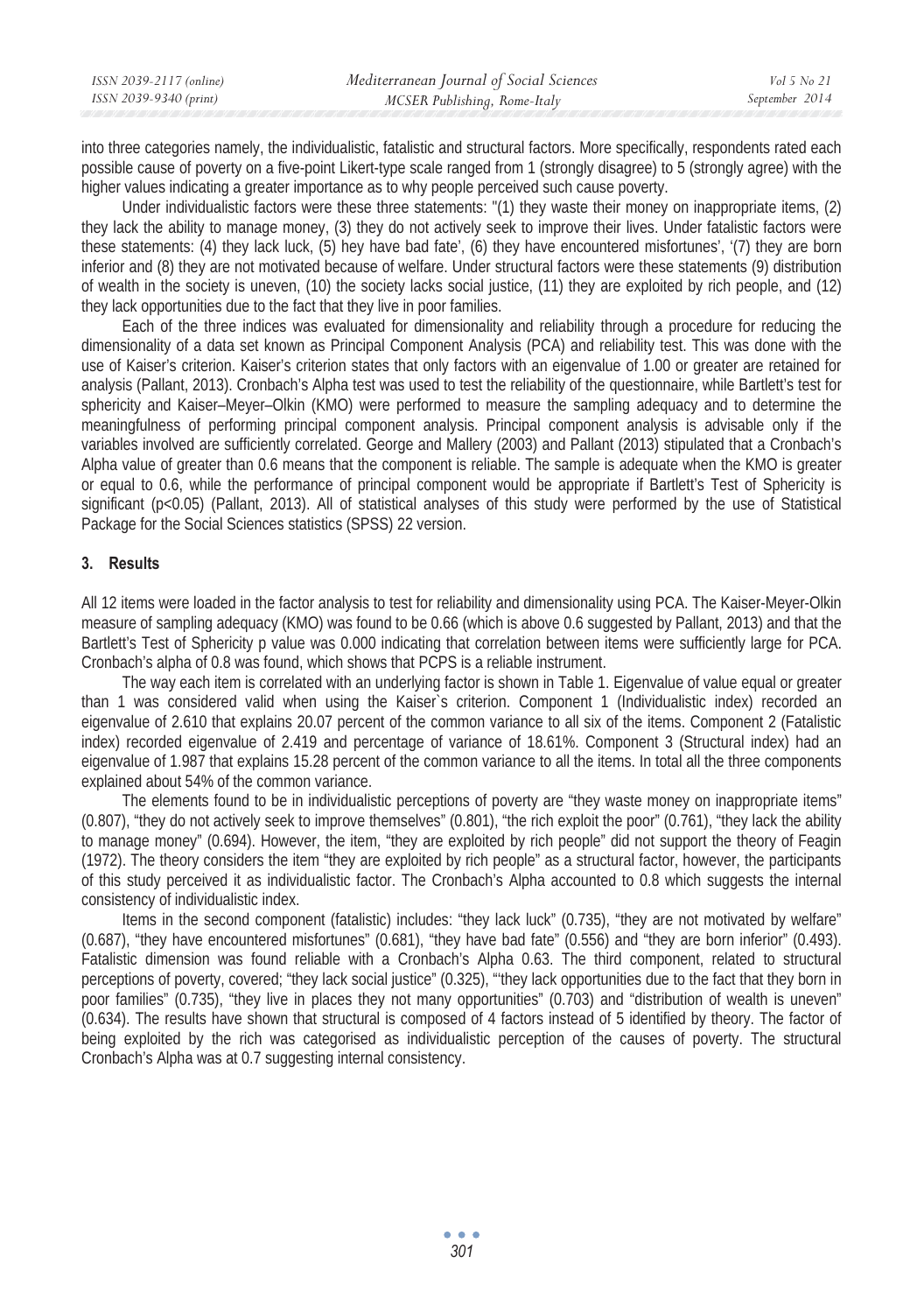into three categories namely, the individualistic, fatalistic and structural factors. More specifically, respondents rated each possible cause of poverty on a five-point Likert-type scale ranged from 1 (strongly disagree) to 5 (strongly agree) with the higher values indicating a greater importance as to why people perceived such cause poverty.

Under individualistic factors were these three statements: "(1) they waste their money on inappropriate items, (2) they lack the ability to manage money, (3) they do not actively seek to improve their lives. Under fatalistic factors were these statements: (4) they lack luck, (5) hey have bad fate', (6) they have encountered misfortunes', '(7) they are born inferior and (8) they are not motivated because of welfare. Under structural factors were these statements (9) distribution of wealth in the society is uneven, (10) the society lacks social justice, (11) they are exploited by rich people, and (12) they lack opportunities due to the fact that they live in poor families.

Each of the three indices was evaluated for dimensionality and reliability through a procedure for reducing the dimensionality of a data set known as Principal Component Analysis (PCA) and reliability test. This was done with the use of Kaiser's criterion. Kaiser's criterion states that only factors with an eigenvalue of 1.00 or greater are retained for analysis (Pallant, 2013). Cronbach's Alpha test was used to test the reliability of the questionnaire, while Bartlett's test for sphericity and Kaiser–Meyer–Olkin (KMO) were performed to measure the sampling adequacy and to determine the meaningfulness of performing principal component analysis. Principal component analysis is advisable only if the variables involved are sufficiently correlated. George and Mallery (2003) and Pallant (2013) stipulated that a Cronbach's Alpha value of greater than 0.6 means that the component is reliable. The sample is adequate when the KMO is greater or equal to 0.6, while the performance of principal component would be appropriate if Bartlett's Test of Sphericity is significant ($p<0.05$) (Pallant, 2013). All of statistical analyses of this study were performed by the use of Statistical Package for the Social Sciences statistics (SPSS) 22 version.

## 3. Results

All 12 items were loaded in the factor analysis to test for reliability and dimensionality using PCA. The Kaiser-Meyer-Olkin measure of sampling adequacy (KMO) was found to be 0.66 (which is above 0.6 suggested by Pallant, 2013) and that the Bartlett's Test of Sphericity p value was 0.000 indicating that correlation between items were sufficiently large for PCA. Cronbach's alpha of 0.8 was found, which shows that PCPS is a reliable instrument.

The way each item is correlated with an underlying factor is shown in Table 1. Eigenvalue of value equal or greater than 1 was considered valid when using the Kaiser`s criterion. Component 1 (Individualistic index) recorded an eigenvalue of 2.610 that explains 20.07 percent of the common variance to all six of the items. Component 2 (Fatalistic index) recorded eigenvalue of 2.419 and percentage of variance of 18.61%. Component 3 (Structural index) had an eigenvalue of 1.987 that explains 15.28 percent of the common variance to all the items. In total all the three components explained about 54% of the common variance.

The elements found to be in individualistic perceptions of poverty are "they waste money on inappropriate items" (0.807), "they do not actively seek to improve themselves" (0.801), "the rich exploit the poor" (0.761), "they lack the ability to manage money" (0.694). However, the item, "they are exploited by rich people" did not support the theory of Feagin (1972). The theory considers the item "they are exploited by rich people" as a structural factor, however, the participants of this study perceived it as individualistic factor. The Cronbach's Alpha accounted to 0.8 which suggests the internal consistency of individualistic index.

Items in the second component (fatalistic) includes: "they lack luck" (0.735), "they are not motivated by welfare" (0.687), "they have encountered misfortunes" (0.681), "they have bad fate" (0.556) and "they are born inferior" (0.493). Fatalistic dimension was found reliable with a Cronbach's Alpha 0.63. The third component, related to structural perceptions of poverty, covered; "they lack social justice" (0.325), ""they lack opportunities due to the fact that they born in poor families" (0.735), "they live in places they not many opportunities" (0.703) and "distribution of wealth is uneven" (0.634). The results have shown that structural is composed of 4 factors instead of 5 identified by theory. The factor of being exploited by the rich was categorised as individualistic perception of the causes of poverty. The structural Cronbach's Alpha was at 0.7 suggesting internal consistency.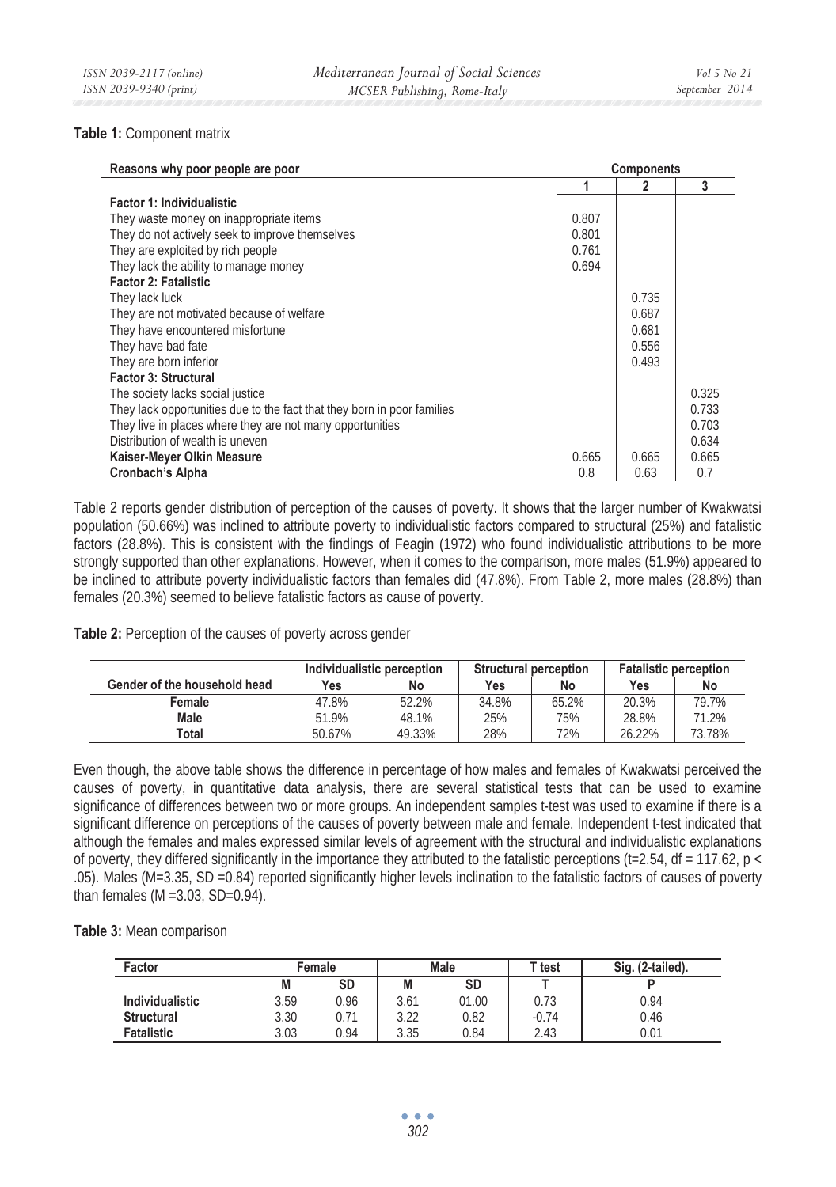**Table 1:** Component matrix

| Reasons why poor people are poor | Components | | |
|---|---|---|---|
| | 1 | 2 | 3 |
| **Factor 1: Individualistic** | | | |
| They waste money on inappropriate items | 0.807 | | |
| They do not actively seek to improve themselves | 0.801 | | |
| They are exploited by rich people | 0.761 | | |
| They lack the ability to manage money | 0.694 | | |
| **Factor 2: Fatalistic** | | | |
| They lack luck | | 0.735 | |
| They are not motivated because of welfare | | 0.687 | |
| They have encountered misfortune | | 0.681 | |
| They have bad fate | | 0.556 | |
| They are born inferior | | 0.493 | |
| **Factor 3: Structural** | | | |
| The society lacks social justice | | | 0.325 |
| They lack opportunities due to the fact that they born in poor families | | | 0.733 |
| They live in places where they are not many opportunities | | | 0.703 |
| Distribution of wealth is uneven | | | 0.634 |
| **Kaiser-Meyer Olkin Measure** | 0.665 | 0.665 | 0.665 |
| **Cronbach's Alpha** | 0.8 | 0.63 | 0.7 |

Table 2 reports gender distribution of perception of the causes of poverty. It shows that the larger number of Kwakwatsi population (50.66%) was inclined to attribute poverty to individualistic factors compared to structural (25%) and fatalistic factors (28.8%). This is consistent with the findings of Feagin (1972) who found individualistic attributions to be more strongly supported than other explanations. However, when it comes to the comparison, more males (51.9%) appeared to be inclined to attribute poverty individualistic factors than females did (47.8%). From Table 2, more males (28.8%) than females (20.3%) seemed to believe fatalistic factors as cause of poverty.

**Table 2:** Perception of the causes of poverty across gender

| | Individualistic perception | | Structural perception | | Fatalistic perception | |
|---|---|---|---|---|---|---|
| **Gender of the household head** | **Yes** | **No** | **Yes** | **No** | **Yes** | **No** |
| **Female** | 47.8% | 52.2% | 34.8% | 65.2% | 20.3% | 79.7% |
| **Male** | 51.9% | 48.1% | 25% | 75% | 28.8% | 71.2% |
| **Total** | 50.67% | 49.33% | 28% | 72% | 26.22% | 73.78% |

Even though, the above table shows the difference in percentage of how males and females of Kwakwatsi perceived the causes of poverty, in quantitative data analysis, there are several statistical tests that can be used to examine significance of differences between two or more groups. An independent samples t-test was used to examine if there is a significant difference on perceptions of the causes of poverty between male and female. Independent t-test indicated that although the females and males expressed similar levels of agreement with the structural and individualistic explanations of poverty, they differed significantly in the importance they attributed to the fatalistic perceptions ($t=2.54$, $df = 117.62$, $p < .05$). Males ($M=3.35$, $SD=0.84$) reported significantly higher levels inclination to the fatalistic factors of causes of poverty than females ($M=3.03$, $SD=0.94$).

**Table 3:** Mean comparison

| Factor | Female | | Male | | T test | Sig. (2-tailed). |
|---|---|---|---|---|---|---|
| | M | SD | M | SD | T | P |
| **Individualistic** | 3.59 | 0.96 | 3.61 | 01.00 | 0.73 | 0.94 |
| **Structural** | 3.30 | 0.71 | 3.22 | 0.82 | -0.74 | 0.46 |
| **Fatalistic** | 3.03 | 0.94 | 3.35 | 0.84 | 2.43 | 0.01 |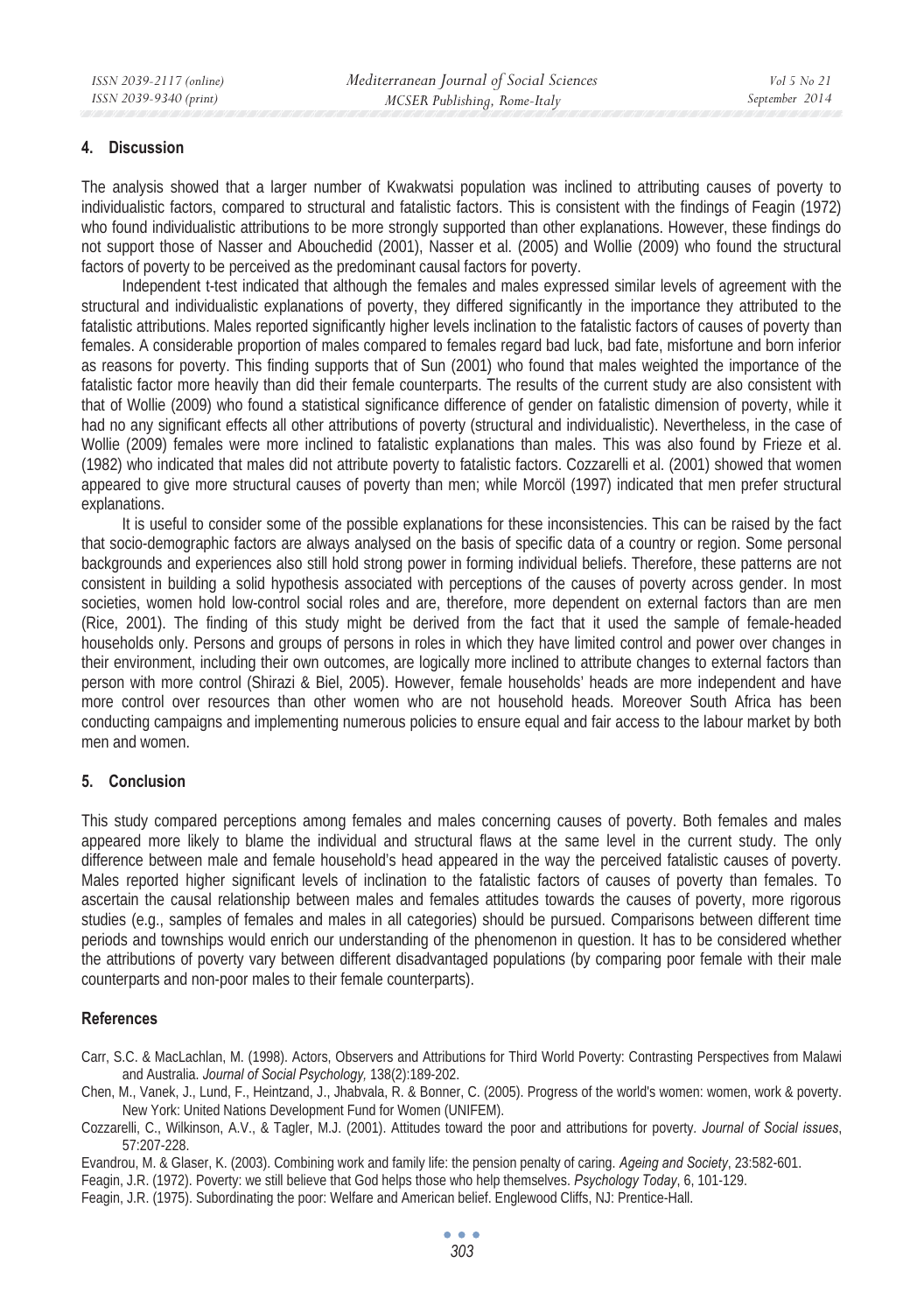## 4. Discussion

The analysis showed that a larger number of Kwakwatsi population was inclined to attributing causes of poverty to individualistic factors, compared to structural and fatalistic factors. This is consistent with the findings of Feagin (1972) who found individualistic attributions to be more strongly supported than other explanations. However, these findings do not support those of Nasser and Abouchedid (2001), Nasser et al. (2005) and Wollie (2009) who found the structural factors of poverty to be perceived as the predominant causal factors for poverty.

Independent t-test indicated that although the females and males expressed similar levels of agreement with the structural and individualistic explanations of poverty, they differed significantly in the importance they attributed to the fatalistic attributions. Males reported significantly higher levels inclination to the fatalistic factors of causes of poverty than females. A considerable proportion of males compared to females regard bad luck, bad fate, misfortune and born inferior as reasons for poverty. This finding supports that of Sun (2001) who found that males weighted the importance of the fatalistic factor more heavily than did their female counterparts. The results of the current study are also consistent with that of Wollie (2009) who found a statistical significance difference of gender on fatalistic dimension of poverty, while it had no any significant effects all other attributions of poverty (structural and individualistic). Nevertheless, in the case of Wollie (2009) females were more inclined to fatalistic explanations than males. This was also found by Frieze et al. (1982) who indicated that males did not attribute poverty to fatalistic factors. Cozzarelli et al. (2001) showed that women appeared to give more structural causes of poverty than men; while Morcöl (1997) indicated that men prefer structural explanations.

It is useful to consider some of the possible explanations for these inconsistencies. This can be raised by the fact that socio-demographic factors are always analysed on the basis of specific data of a country or region. Some personal backgrounds and experiences also still hold strong power in forming individual beliefs. Therefore, these patterns are not consistent in building a solid hypothesis associated with perceptions of the causes of poverty across gender. In most societies, women hold low-control social roles and are, therefore, more dependent on external factors than are men (Rice, 2001). The finding of this study might be derived from the fact that it used the sample of female-headed households only. Persons and groups of persons in roles in which they have limited control and power over changes in their environment, including their own outcomes, are logically more inclined to attribute changes to external factors than person with more control (Shirazi & Biel, 2005). However, female households' heads are more independent and have more control over resources than other women who are not household heads. Moreover South Africa has been conducting campaigns and implementing numerous policies to ensure equal and fair access to the labour market by both men and women.

## 5. Conclusion

This study compared perceptions among females and males concerning causes of poverty. Both females and males appeared more likely to blame the individual and structural flaws at the same level in the current study. The only difference between male and female household's head appeared in the way the perceived fatalistic causes of poverty. Males reported higher significant levels of inclination to the fatalistic factors of causes of poverty than females. To ascertain the causal relationship between males and females attitudes towards the causes of poverty, more rigorous studies (e.g., samples of females and males in all categories) should be pursued. Comparisons between different time periods and townships would enrich our understanding of the phenomenon in question. It has to be considered whether the attributions of poverty vary between different disadvantaged populations (by comparing poor female with their male counterparts and non-poor males to their female counterparts).

## References

Carr, S.C. & MacLachlan, M. (1998). Actors, Observers and Attributions for Third World Poverty: Contrasting Perspectives from Malawi and Australia. *Journal of Social Psychology,* 138(2):189-202.

Chen, M., Vanek, J., Lund, F., Heintzand, J., Jhabvala, R. & Bonner, C. (2005). Progress of the world's women: women, work & poverty. New York: United Nations Development Fund for Women (UNIFEM).

Cozzarelli, C., Wilkinson, A.V., & Tagler, M.J. (2001). Attitudes toward the poor and attributions for poverty. *Journal of Social issues*, 57:207-228.

Evandrou, M. & Glaser, K. (2003). Combining work and family life: the pension penalty of caring. *Ageing and Society*, 23:582-601.

Feagin, J.R. (1972). Poverty: we still believe that God helps those who help themselves. *Psychology Today*, 6, 101-129.

Feagin, J.R. (1975). Subordinating the poor: Welfare and American belief. Englewood Cliffs, NJ: Prentice-Hall.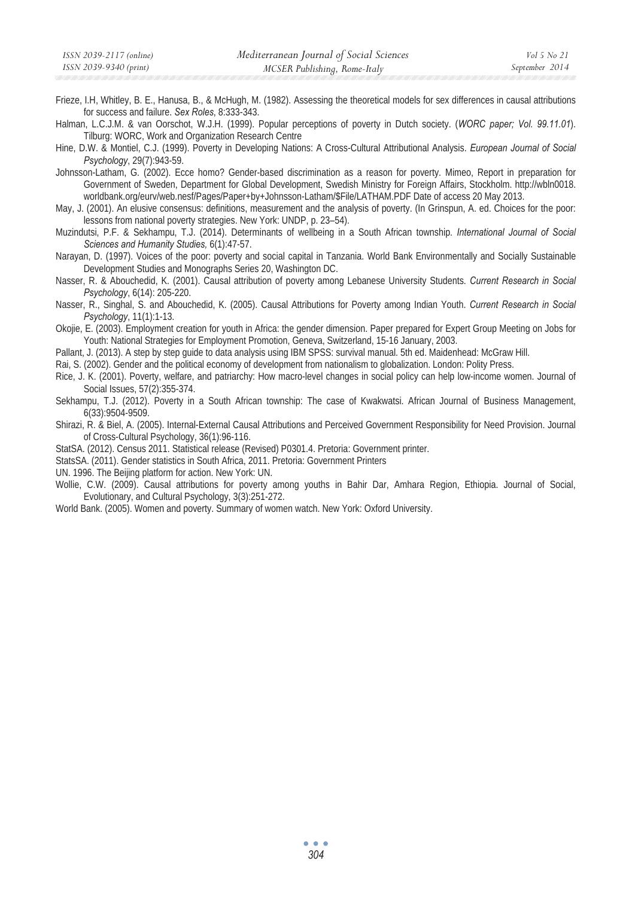Frieze, I.H, Whitley, B. E., Hanusa, B., & McHugh, M. (1982). Assessing the theoretical models for sex differences in causal attributions for success and failure. *Sex Roles*, 8:333-343.

Halman, L.C.J.M. & van Oorschot, W.J.H. (1999). Popular perceptions of poverty in Dutch society. (*WORC paper; Vol. 99.11.01*). Tilburg: WORC, Work and Organization Research Centre

Hine, D.W. & Montiel, C.J. (1999). Poverty in Developing Nations: A Cross-Cultural Attributional Analysis. *European Journal of Social Psychology*, 29(7):943-59.

Johnsson-Latham, G. (2002). Ecce homo? Gender-based discrimination as a reason for poverty. Mimeo, Report in preparation for Government of Sweden, Department for Global Development, Swedish Ministry for Foreign Affairs, Stockholm. http://wbln0018.worldbank.org/eurv/web.nesf/Pages/Paper+by+Johnsson-Latham/$File/LATHAM.PDF Date of access 20 May 2013.

May, J. (2001). An elusive consensus: definitions, measurement and the analysis of poverty. (In Grinspun, A. ed. Choices for the poor: lessons from national poverty strategies. New York: UNDP, p. 23–54).

Muzindutsi, P.F. & Sekhampu, T.J. (2014). Determinants of wellbeing in a South African township. *International Journal of Social Sciences and Humanity Studies,* 6(1):47-57.

Narayan, D. (1997). Voices of the poor: poverty and social capital in Tanzania. World Bank Environmentally and Socially Sustainable Development Studies and Monographs Series 20, Washington DC.

Nasser, R. & Abouchedid, K. (2001). Causal attribution of poverty among Lebanese University Students. *Current Research in Social Psychology*, 6(14): 205-220.

Nasser, R., Singhal, S. and Abouchedid, K. (2005). Causal Attributions for Poverty among Indian Youth. *Current Research in Social Psychology*, 11(1):1-13.

Okojie, E. (2003). Employment creation for youth in Africa: the gender dimension. Paper prepared for Expert Group Meeting on Jobs for Youth: National Strategies for Employment Promotion, Geneva, Switzerland, 15-16 January, 2003.

Pallant, J. (2013). A step by step guide to data analysis using IBM SPSS: survival manual. 5th ed. Maidenhead: McGraw Hill.

Rai, S. (2002). Gender and the political economy of development from nationalism to globalization. London: Polity Press.

Rice, J. K. (2001). Poverty, welfare, and patriarchy: How macro-level changes in social policy can help low-income women. Journal of Social Issues, 57(2):355-374.

Sekhampu, T.J. (2012). Poverty in a South African township: The case of Kwakwatsi. African Journal of Business Management, 6(33):9504-9509.

Shirazi, R. & Biel, A. (2005). Internal-External Causal Attributions and Perceived Government Responsibility for Need Provision. Journal of Cross-Cultural Psychology, 36(1):96-116.

StatSA. (2012). Census 2011. Statistical release (Revised) P0301.4. Pretoria: Government printer.

StatsSA. (2011). Gender statistics in South Africa, 2011. Pretoria: Government Printers

UN. 1996. The Beijing platform for action. New York: UN.

Wollie, C.W. (2009). Causal attributions for poverty among youths in Bahir Dar, Amhara Region, Ethiopia. Journal of Social, Evolutionary, and Cultural Psychology, 3(3):251-272.

World Bank. (2005). Women and poverty. Summary of women watch. New York: Oxford University.